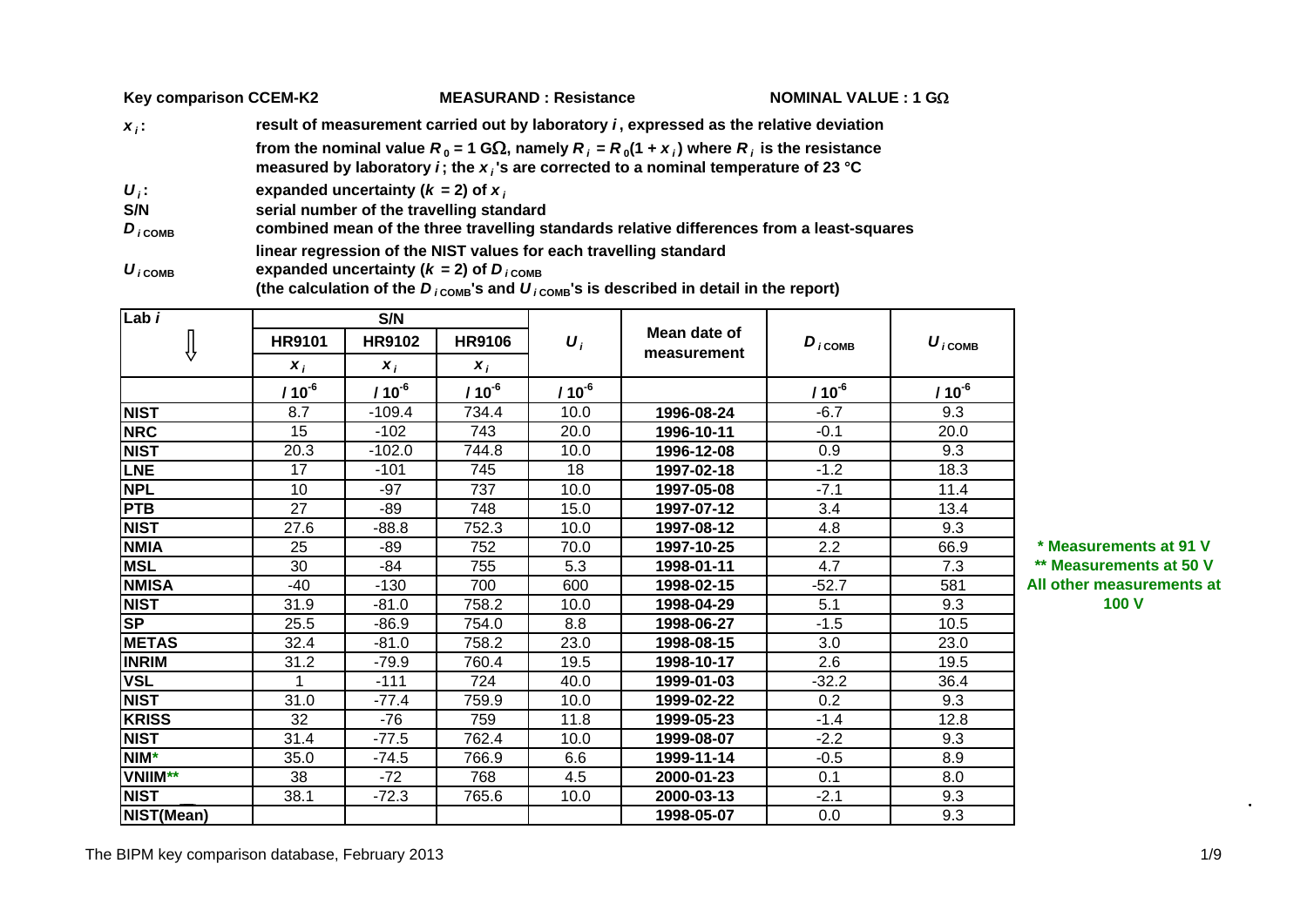**Key comparison CCEM-K2** **MEASURAND : Resistance** **NOMINAL VALUE : 1 GΩ**

**$x_i$:** **result of measurement carried out by laboratory $i$, expressed as the relative deviation from the nominal value $R_0$ = 1 GΩ, namely $R_i = R_0(1 + x_i)$ where $R_i$ is the resistance measured by laboratory $i$; the $x_i$'s are corrected to a nominal temperature of 23 °C**

**$U_i$:** **expanded uncertainty ($k$ = 2) of $x_i$**

**S/N** **serial number of the travelling standard**

**$D_{i\,\mathrm{COMB}}$** **combined mean of the three travelling standards relative differences from a least-squares linear regression of the NIST values for each travelling standard**

**$U_{i\,\mathrm{COMB}}$** **expanded uncertainty ($k$ = 2) of $D_{i\,\mathrm{COMB}}$ (the calculation of the $D_{i\,\mathrm{COMB}}$'s and $U_{i\,\mathrm{COMB}}$'s is described in detail in the report)**

| Lab $i$ | S/N | | | $U_i$ | Mean date of measurement | $D_{i\,\mathrm{COMB}}$ | $U_{i\,\mathrm{COMB}}$ |
|---|---|---|---|---|---|---|---|
| ⇩ | HR9101 | HR9102 | HR9106 | | | | |
| | $x_i$ | $x_i$ | $x_i$ | | | | |
| | $/ 10^{-6}$ | $/ 10^{-6}$ | $/ 10^{-6}$ | $/ 10^{-6}$ | | $/ 10^{-6}$ | $/ 10^{-6}$ |
| NIST | 8.7 | -109.4 | 734.4 | 10.0 | 1996-08-24 | -6.7 | 9.3 |
| NRC | 15 | -102 | 743 | 20.0 | 1996-10-11 | -0.1 | 20.0 |
| NIST | 20.3 | -102.0 | 744.8 | 10.0 | 1996-12-08 | 0.9 | 9.3 |
| LNE | 17 | -101 | 745 | 18 | 1997-02-18 | -1.2 | 18.3 |
| NPL | 10 | -97 | 737 | 10.0 | 1997-05-08 | -7.1 | 11.4 |
| PTB | 27 | -89 | 748 | 15.0 | 1997-07-12 | 3.4 | 13.4 |
| NIST | 27.6 | -88.8 | 752.3 | 10.0 | 1997-08-12 | 4.8 | 9.3 |
| NMIA | 25 | -89 | 752 | 70.0 | 1997-10-25 | 2.2 | 66.9 |
| MSL | 30 | -84 | 755 | 5.3 | 1998-01-11 | 4.7 | 7.3 |
| NMISA | -40 | -130 | 700 | 600 | 1998-02-15 | -52.7 | 581 |
| NIST | 31.9 | -81.0 | 758.2 | 10.0 | 1998-04-29 | 5.1 | 9.3 |
| SP | 25.5 | -86.9 | 754.0 | 8.8 | 1998-06-27 | -1.5 | 10.5 |
| METAS | 32.4 | -81.0 | 758.2 | 23.0 | 1998-08-15 | 3.0 | 23.0 |
| INRIM | 31.2 | -79.9 | 760.4 | 19.5 | 1998-10-17 | 2.6 | 19.5 |
| VSL | 1 | -111 | 724 | 40.0 | 1999-01-03 | -32.2 | 36.4 |
| NIST | 31.0 | -77.4 | 759.9 | 10.0 | 1999-02-22 | 0.2 | 9.3 |
| KRISS | 32 | -76 | 759 | 11.8 | 1999-05-23 | -1.4 | 12.8 |
| NIST | 31.4 | -77.5 | 762.4 | 10.0 | 1999-08-07 | -2.2 | 9.3 |
| NIM* | 35.0 | -74.5 | 766.9 | 6.6 | 1999-11-14 | -0.5 | 8.9 |
| VNIIM** | 38 | -72 | 768 | 4.5 | 2000-01-23 | 0.1 | 8.0 |
| NIST | 38.1 | -72.3 | 765.6 | 10.0 | 2000-03-13 | -2.1 | 9.3 |
| NIST(Mean) | | | | | 1998-05-07 | 0.0 | 9.3 |

\* Measurements at 91 V

\*\* Measurements at 50 V

All other measurements at 100 V

The BIPM key comparison database, February 2013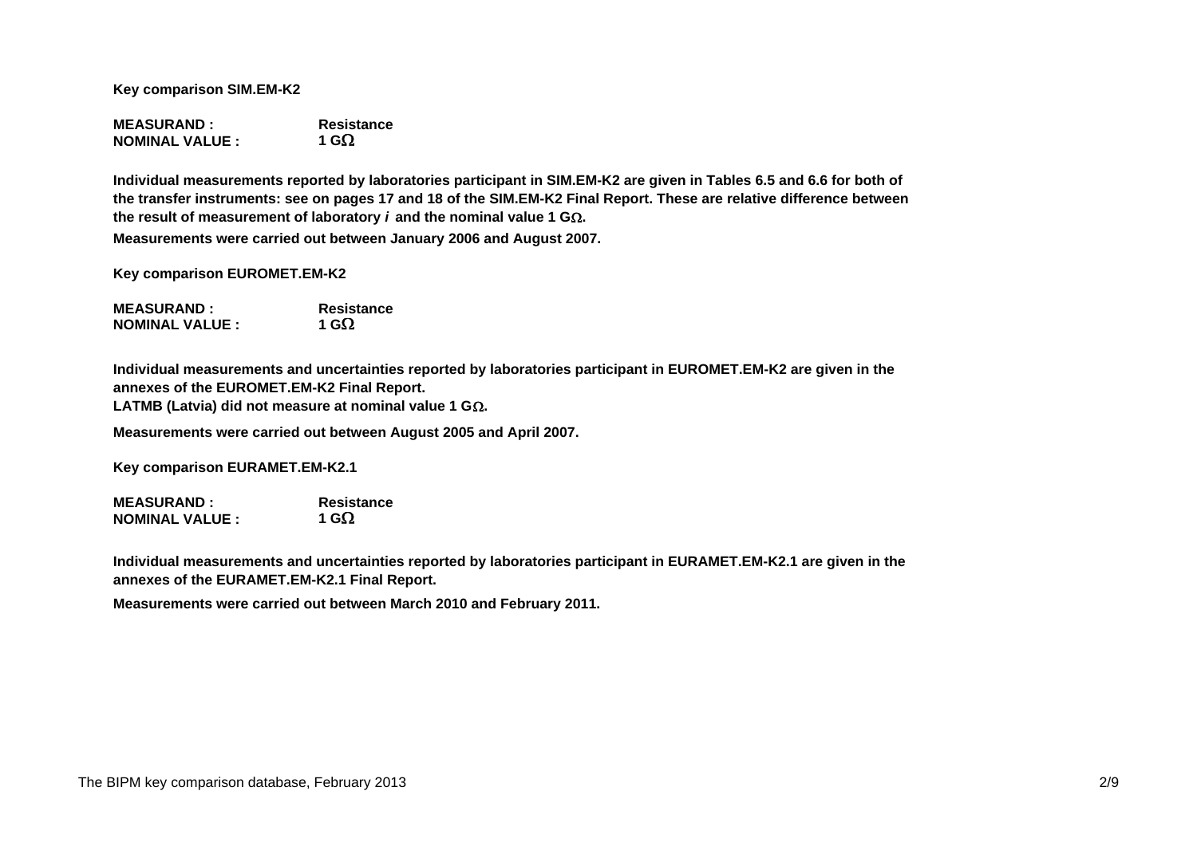**Key comparison SIM.EM-K2**

**MEASURAND :** **Resistance**
**NOMINAL VALUE :** **1 GΩ**

**Individual measurements reported by laboratories participant in SIM.EM-K2 are given in Tables 6.5 and 6.6 for both of the transfer instruments: see on pages 17 and 18 of the SIM.EM-K2 Final Report. These are relative difference between the result of measurement of laboratory *i* and the nominal value 1 GΩ.**

**Measurements were carried out between January 2006 and August 2007.**

**Key comparison EUROMET.EM-K2**

**MEASURAND :** **Resistance**
**NOMINAL VALUE :** **1 GΩ**

**Individual measurements and uncertainties reported by laboratories participant in EUROMET.EM-K2 are given in the annexes of the EUROMET.EM-K2 Final Report.**
**LATMB (Latvia) did not measure at nominal value 1 GΩ.**

**Measurements were carried out between August 2005 and April 2007.**

**Key comparison EURAMET.EM-K2.1**

**MEASURAND :** **Resistance**
**NOMINAL VALUE :** **1 GΩ**

**Individual measurements and uncertainties reported by laboratories participant in EURAMET.EM-K2.1 are given in the annexes of the EURAMET.EM-K2.1 Final Report.**

**Measurements were carried out between March 2010 and February 2011.**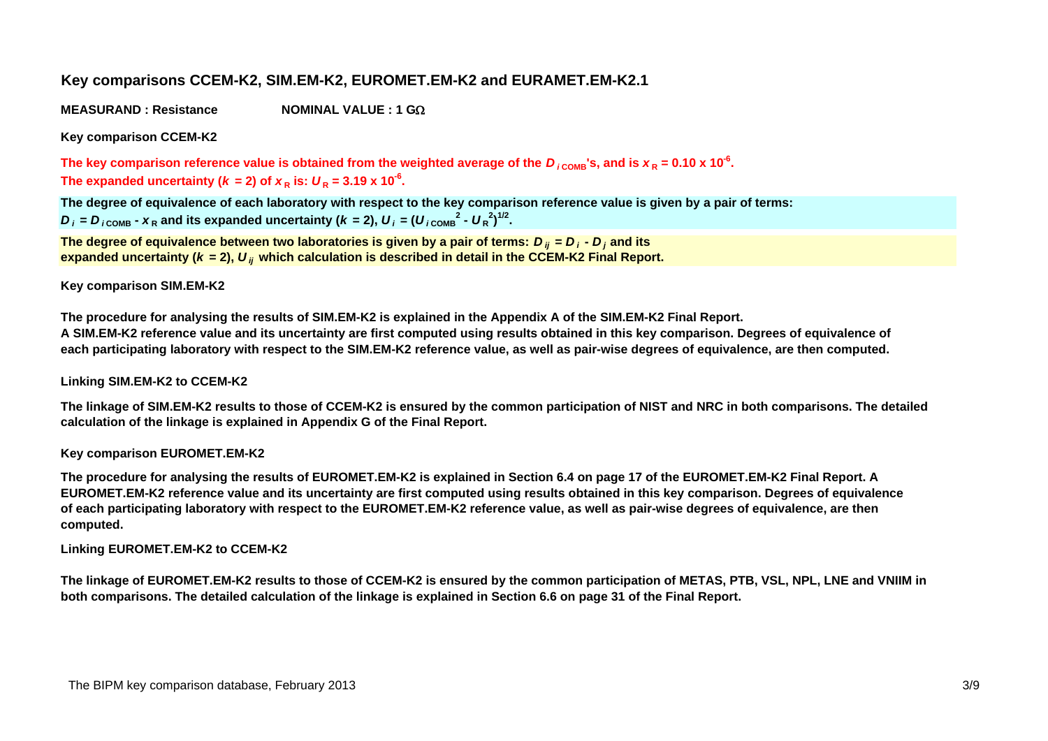## Key comparisons CCEM-K2, SIM.EM-K2, EUROMET.EM-K2 and EURAMET.EM-K2.1

**MEASURAND : Resistance** **NOMINAL VALUE : 1 GΩ**

**Key comparison CCEM-K2**

**The key comparison reference value is obtained from the weighted average of the $D_{i\,\mathrm{COMB}}$'s, and is $x_R = 0.10 \times 10^{-6}$.**
**The expanded uncertainty ($k$ = 2) of $x_R$ is: $U_R = 3.19 \times 10^{-6}$.**

**The degree of equivalence of each laboratory with respect to the key comparison reference value is given by a pair of terms:**
**$D_i = D_{i\,\mathrm{COMB}} - x_R$ and its expanded uncertainty ($k$ = 2), $U_i = (U_{i\,\mathrm{COMB}}^2 - U_R^2)^{1/2}$.**

**The degree of equivalence between two laboratories is given by a pair of terms: $D_{ij} = D_i - D_j$ and its expanded uncertainty ($k$ = 2), $U_{ij}$ which calculation is described in detail in the CCEM-K2 Final Report.**

**Key comparison SIM.EM-K2**

**The procedure for analysing the results of SIM.EM-K2 is explained in the Appendix A of the SIM.EM-K2 Final Report.**
**A SIM.EM-K2 reference value and its uncertainty are first computed using results obtained in this key comparison. Degrees of equivalence of each participating laboratory with respect to the SIM.EM-K2 reference value, as well as pair-wise degrees of equivalence, are then computed.**

**Linking SIM.EM-K2 to CCEM-K2**

**The linkage of SIM.EM-K2 results to those of CCEM-K2 is ensured by the common participation of NIST and NRC in both comparisons. The detailed calculation of the linkage is explained in Appendix G of the Final Report.**

**Key comparison EUROMET.EM-K2**

**The procedure for analysing the results of EUROMET.EM-K2 is explained in Section 6.4 on page 17 of the EUROMET.EM-K2 Final Report. A EUROMET.EM-K2 reference value and its uncertainty are first computed using results obtained in this key comparison. Degrees of equivalence of each participating laboratory with respect to the EUROMET.EM-K2 reference value, as well as pair-wise degrees of equivalence, are then computed.**

**Linking EUROMET.EM-K2 to CCEM-K2**

**The linkage of EUROMET.EM-K2 results to those of CCEM-K2 is ensured by the common participation of METAS, PTB, VSL, NPL, LNE and VNIIM in both comparisons. The detailed calculation of the linkage is explained in Section 6.6 on page 31 of the Final Report.**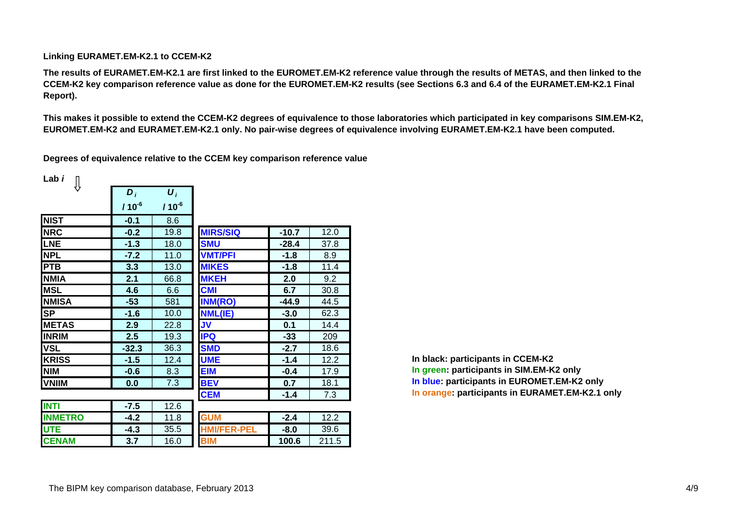**Linking EURAMET.EM-K2.1 to CCEM-K2**

**The results of EURAMET.EM-K2.1 are first linked to the EUROMET.EM-K2 reference value through the results of METAS, and then linked to the CCEM-K2 key comparison reference value as done for the EUROMET.EM-K2 results (see Sections 6.3 and 6.4 of the EURAMET.EM-K2.1 Final Report).**

**This makes it possible to extend the CCEM-K2 degrees of equivalence to those laboratories which participated in key comparisons SIM.EM-K2, EUROMET.EM-K2 and EURAMET.EM-K2.1 only. No pair-wise degrees of equivalence involving EURAMET.EM-K2.1 have been computed.**

**Degrees of equivalence relative to the CCEM key comparison reference value**

| Lab $i$ | $D_i$ / $10^{-6}$ | $U_i$ / $10^{-6}$ | Lab $i$ | $D_i$ / $10^{-6}$ | $U_i$ / $10^{-6}$ |
|---|---|---|---|---|---|
| NIST | -0.1 | 8.6 | | | |
| NRC | -0.2 | 19.8 | MIRS/SIQ | -10.7 | 12.0 |
| LNE | -1.3 | 18.0 | SMU | -28.4 | 37.8 |
| NPL | -7.2 | 11.0 | VMT/PFI | -1.8 | 8.9 |
| PTB | 3.3 | 13.0 | MIKES | -1.8 | 11.4 |
| NMIA | 2.1 | 66.8 | MKEH | 2.0 | 9.2 |
| MSL | 4.6 | 6.6 | CMI | 6.7 | 30.8 |
| NMISA | -53 | 581 | INM(RO) | -44.9 | 44.5 |
| SP | -1.6 | 10.0 | NML(IE) | -3.0 | 62.3 |
| METAS | 2.9 | 22.8 | JV | 0.1 | 14.4 |
| INRIM | 2.5 | 19.3 | IPQ | -33 | 209 |
| VSL | -32.3 | 36.3 | SMD | -2.7 | 18.6 |
| KRISS | -1.5 | 12.4 | UME | -1.4 | 12.2 |
| NIM | -0.6 | 8.3 | EIM | -0.4 | 17.9 |
| VNIIM | 0.0 | 7.3 | BEV | 0.7 | 18.1 |
| | | | CEM | -1.4 | 7.3 |
| INTI | -7.5 | 12.6 | | | |
| INMETRO | -4.2 | 11.8 | GUM | -2.4 | 12.2 |
| UTE | -4.3 | 35.5 | HMI/FER-PEL | -8.0 | 39.6 |
| CENAM | 3.7 | 16.0 | BIM | 100.6 | 211.5 |

**In black: participants in CCEM-K2**
**In green: participants in SIM.EM-K2 only**
**In blue: participants in EUROMET.EM-K2 only**
**In orange: participants in EURAMET.EM-K2.1 only**

The BIPM key comparison database, February 2013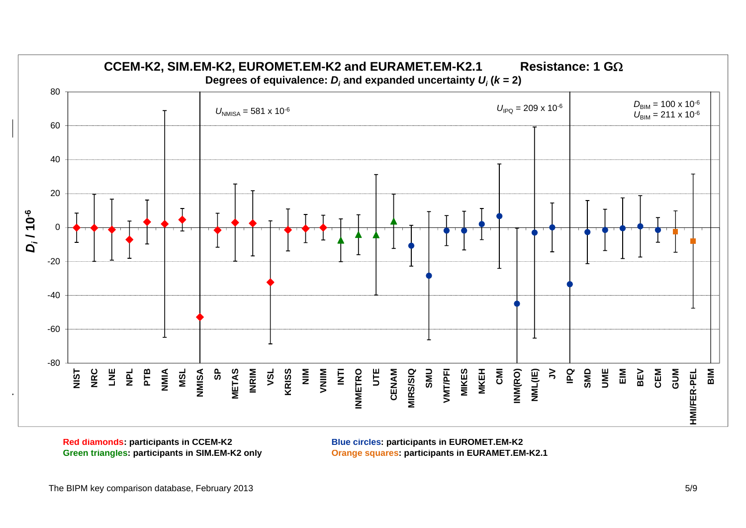## CCEM-K2, SIM.EM-K2, EUROMET.EM-K2 and EURAMET.EM-K2.1 Resistance: 1 GΩ

**Degrees of equivalence: $D_i$ and expanded uncertainty $U_i$ ($k$ = 2)**

$D_i$ / $10^{-6}$

$U_{NMISA}$ = 581 x $10^{-6}$

$U_{IPQ}$ = 209 x $10^{-6}$

$D_{BIM}$ = 100 x $10^{-6}$
$U_{BIM}$ = 211 x $10^{-6}$

NIST, NRC, LNE, NPL, PTB, NMIA, MSL, NMISA, SP, METAS, INRIM, VSL, KRISS, NIM, VNIIM, INTI, INMETRO, UTE, CENAM, MIRS/SIQ, SMU, VMT/PFI, MIKES, MKEH, CMI, INM(RO), NML(IE), JV, IPQ, SMD, UME, EIM, BEV, CEM, GUM, HMI/FER-PEL, BIM

**Red diamonds: participants in CCEM-K2**
**Green triangles: participants in SIM.EM-K2 only**
**Blue circles: participants in EUROMET.EM-K2**
**Orange squares: participants in EURAMET.EM-K2.1**

The BIPM key comparison database, February 2013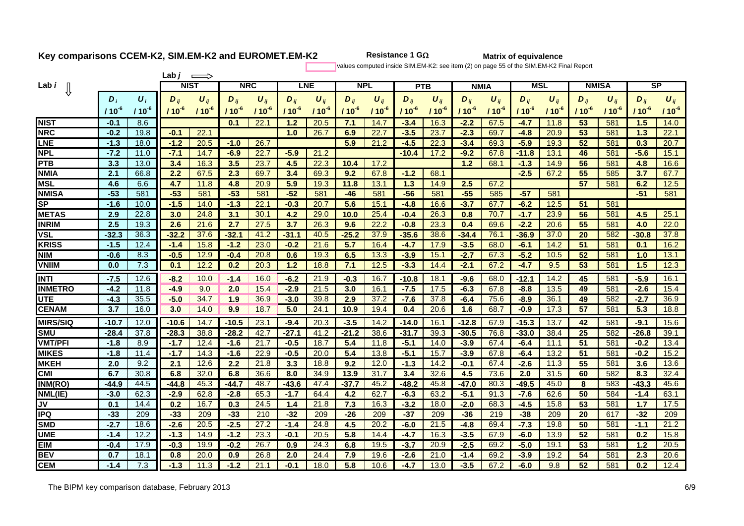# Key comparisons CCEM-K2, SIM.EM-K2 and EUROMET.EM-K2

**Resistance 1 GΩ** **Matrix of equivalence**

values computed inside SIM.EM-K2: see item (2) on page 55 of the SIM.EM-K2 Final Report

| Lab $i$ ⇓ | $D_i$ / $10^{-6}$ | $U_i$ / $10^{-6}$ | NIST $D_{ij}$ / $10^{-6}$ | NIST $U_{ij}$ / $10^{-6}$ | NRC $D_{ij}$ / $10^{-6}$ | NRC $U_{ij}$ / $10^{-6}$ | LNE $D_{ij}$ / $10^{-6}$ | LNE $U_{ij}$ / $10^{-6}$ | NPL $D_{ij}$ / $10^{-6}$ | NPL $U_{ij}$ / $10^{-6}$ | PTB $D_{ij}$ / $10^{-6}$ | PTB $U_{ij}$ / $10^{-6}$ | NMIA $D_{ij}$ / $10^{-6}$ | NMIA $U_{ij}$ / $10^{-6}$ | MSL $D_{ij}$ / $10^{-6}$ | MSL $U_{ij}$ / $10^{-6}$ | NMISA $D_{ij}$ / $10^{-6}$ | NMISA $U_{ij}$ / $10^{-6}$ | SP $D_{ij}$ / $10^{-6}$ | SP $U_{ij}$ / $10^{-6}$ |
|---|---|---|---|---|---|---|---|---|---|---|---|---|---|---|---|---|---|---|---|---|
| NIST | -0.1 | 8.6 | | | 0.1 | 22.1 | 1.2 | 20.5 | 7.1 | 14.7 | -3.4 | 16.3 | -2.2 | 67.5 | -4.7 | 11.8 | 53 | 581 | 1.5 | 14.0 |
| NRC | -0.2 | 19.8 | -0.1 | 22.1 | | | 1.0 | 26.7 | 6.9 | 22.7 | -3.5 | 23.7 | -2.3 | 69.7 | -4.8 | 20.9 | 53 | 581 | 1.3 | 22.1 |
| LNE | -1.3 | 18.0 | -1.2 | 20.5 | -1.0 | 26.7 | | | 5.9 | 21.2 | -4.5 | 22.3 | -3.4 | 69.3 | -5.9 | 19.3 | 52 | 581 | 0.3 | 20.7 |
| NPL | -7.2 | 11.0 | -7.1 | 14.7 | -6.9 | 22.7 | -5.9 | 21.2 | | | -10.4 | 17.2 | -9.2 | 67.8 | -11.8 | 13.1 | 46 | 581 | -5.6 | 15.1 |
| PTB | 3.3 | 13.0 | 3.4 | 16.3 | 3.5 | 23.7 | 4.5 | 22.3 | 10.4 | 17.2 | | | 1.2 | 68.1 | -1.3 | 14.9 | 56 | 581 | 4.8 | 16.6 |
| NMIA | 2.1 | 66.8 | 2.2 | 67.5 | 2.3 | 69.7 | 3.4 | 69.3 | 9.2 | 67.8 | -1.2 | 68.1 | | | -2.5 | 67.2 | 55 | 585 | 3.7 | 67.7 |
| MSL | 4.6 | 6.6 | 4.7 | 11.8 | 4.8 | 20.9 | 5.9 | 19.3 | 11.8 | 13.1 | 1.3 | 14.9 | 2.5 | 67.2 | | | 57 | 581 | 6.2 | 12.5 |
| NMISA | -53 | 581 | -53 | 581 | -53 | 581 | -52 | 581 | -46 | 581 | -56 | 581 | -55 | 585 | -57 | 581 | | | -51 | 581 |
| SP | -1.6 | 10.0 | -1.5 | 14.0 | -1.3 | 22.1 | -0.3 | 20.7 | 5.6 | 15.1 | -4.8 | 16.6 | -3.7 | 67.7 | -6.2 | 12.5 | 51 | 581 | | |
| METAS | 2.9 | 22.8 | 3.0 | 24.8 | 3.1 | 30.1 | 4.2 | 29.0 | 10.0 | 25.4 | -0.4 | 26.3 | 0.8 | 70.7 | -1.7 | 23.9 | 56 | 581 | 4.5 | 25.1 |
| INRIM | 2.5 | 19.3 | 2.6 | 21.6 | 2.7 | 27.5 | 3.7 | 26.3 | 9.6 | 22.2 | -0.8 | 23.3 | 0.4 | 69.6 | -2.2 | 20.6 | 55 | 581 | 4.0 | 22.0 |
| VSL | -32.3 | 36.3 | -32.2 | 37.6 | -32.1 | 41.2 | -31.1 | 40.5 | -25.2 | 37.9 | -35.6 | 38.6 | -34.4 | 76.1 | -36.9 | 37.0 | 20 | 582 | -30.8 | 37.8 |
| KRISS | -1.5 | 12.4 | -1.4 | 15.8 | -1.2 | 23.0 | -0.2 | 21.6 | 5.7 | 16.4 | -4.7 | 17.9 | -3.5 | 68.0 | -6.1 | 14.2 | 51 | 581 | 0.1 | 16.2 |
| NIM | -0.6 | 8.3 | -0.5 | 12.9 | -0.4 | 20.8 | 0.6 | 19.3 | 6.5 | 13.3 | -3.9 | 15.1 | -2.7 | 67.3 | -5.2 | 10.5 | 52 | 581 | 1.0 | 13.1 |
| VNIIM | 0.0 | 7.3 | 0.1 | 12.2 | 0.2 | 20.3 | 1.2 | 18.8 | 7.1 | 12.5 | -3.3 | 14.4 | -2.1 | 67.2 | -4.7 | 9.5 | 53 | 581 | 1.5 | 12.3 |
| INTI | -7.5 | 12.6 | -8.2 | 10.0 | -1.4 | 16.0 | -6.2 | 21.9 | -0.3 | 16.7 | -10.8 | 18.1 | -9.6 | 68.0 | -12.1 | 14.2 | 45 | 581 | -5.9 | 16.1 |
| INMETRO | -4.2 | 11.8 | -4.9 | 9.0 | 2.0 | 15.4 | -2.9 | 21.5 | 3.0 | 16.1 | -7.5 | 17.5 | -6.3 | 67.8 | -8.8 | 13.5 | 49 | 581 | -2.6 | 15.4 |
| UTE | -4.3 | 35.5 | -5.0 | 34.7 | 1.9 | 36.9 | -3.0 | 39.8 | 2.9 | 37.2 | -7.6 | 37.8 | -6.4 | 75.6 | -8.9 | 36.1 | 49 | 582 | -2.7 | 36.9 |
| CENAM | 3.7 | 16.0 | 3.0 | 14.0 | 9.9 | 18.7 | 5.0 | 24.1 | 10.9 | 19.4 | 0.4 | 20.6 | 1.6 | 68.7 | -0.9 | 17.3 | 57 | 581 | 5.3 | 18.8 |
| MIRS/SIQ | -10.7 | 12.0 | -10.6 | 14.7 | -10.5 | 23.1 | -9.4 | 20.3 | -3.5 | 14.2 | -14.0 | 16.1 | -12.8 | 67.9 | -15.3 | 13.7 | 42 | 581 | -9.1 | 15.6 |
| SMU | -28.4 | 37.8 | -28.3 | 38.8 | -28.2 | 42.7 | -27.1 | 41.2 | -21.2 | 38.6 | -31.7 | 39.3 | -30.5 | 76.8 | -33.0 | 38.4 | 25 | 582 | -26.8 | 39.1 |
| VMT/PFI | -1.8 | 8.9 | -1.7 | 12.4 | -1.6 | 21.7 | -0.5 | 18.7 | 5.4 | 11.8 | -5.1 | 14.0 | -3.9 | 67.4 | -6.4 | 11.1 | 51 | 581 | -0.2 | 13.4 |
| MIKES | -1.8 | 11.4 | -1.7 | 14.3 | -1.6 | 22.9 | -0.5 | 20.0 | 5.4 | 13.8 | -5.1 | 15.7 | -3.9 | 67.8 | -6.4 | 13.2 | 51 | 581 | -0.2 | 15.2 |
| MKEH | 2.0 | 9.2 | 2.1 | 12.6 | 2.2 | 21.8 | 3.3 | 18.8 | 9.2 | 12.0 | -1.3 | 14.2 | -0.1 | 67.4 | -2.6 | 11.3 | 55 | 581 | 3.6 | 13.6 |
| CMI | 6.7 | 30.8 | 6.8 | 32.0 | 6.8 | 36.6 | 8.0 | 34.9 | 13.9 | 31.7 | 3.4 | 32.6 | 4.5 | 73.6 | 2.0 | 31.5 | 60 | 582 | 8.3 | 32.4 |
| INM(RO) | -44.9 | 44.5 | -44.8 | 45.3 | -44.7 | 48.7 | -43.6 | 47.4 | -37.7 | 45.2 | -48.2 | 45.8 | -47.0 | 80.3 | -49.5 | 45.0 | 8 | 583 | -43.3 | 45.6 |
| NML(IE) | -3.0 | 62.3 | -2.9 | 62.8 | -2.8 | 65.3 | -1.7 | 64.4 | 4.2 | 62.7 | -6.3 | 63.2 | -5.1 | 91.3 | -7.6 | 62.6 | 50 | 584 | -1.4 | 63.1 |
| JV | 0.1 | 14.4 | 0.2 | 16.7 | 0.3 | 24.5 | 1.4 | 21.8 | 7.3 | 16.3 | -3.2 | 18.0 | -2.0 | 68.3 | -4.5 | 15.8 | 53 | 581 | 1.7 | 17.5 |
| IPQ | -33 | 209 | -33 | 209 | -33 | 210 | -32 | 209 | -26 | 209 | -37 | 209 | -36 | 219 | -38 | 209 | 20 | 617 | -32 | 209 |
| SMD | -2.7 | 18.6 | -2.6 | 20.5 | -2.5 | 27.2 | -1.4 | 24.8 | 4.5 | 20.2 | -6.0 | 21.5 | -4.8 | 69.4 | -7.3 | 19.8 | 50 | 581 | -1.1 | 21.2 |
| UME | -1.4 | 12.2 | -1.3 | 14.9 | -1.2 | 23.3 | -0.1 | 20.5 | 5.8 | 14.4 | -4.7 | 16.3 | -3.5 | 67.9 | -6.0 | 13.9 | 52 | 581 | 0.2 | 15.8 |
| EIM | -0.4 | 17.9 | -0.3 | 19.9 | -0.2 | 26.7 | 0.9 | 24.3 | 6.8 | 19.5 | -3.7 | 20.9 | -2.5 | 69.2 | -5.0 | 19.1 | 53 | 581 | 1.2 | 20.5 |
| BEV | 0.7 | 18.1 | 0.8 | 20.0 | 0.9 | 26.8 | 2.0 | 24.4 | 7.9 | 19.6 | -2.6 | 21.0 | -1.4 | 69.2 | -3.9 | 19.2 | 54 | 581 | 2.3 | 20.6 |
| CEM | -1.4 | 7.3 | -1.3 | 11.3 | -1.2 | 21.1 | -0.1 | 18.0 | 5.8 | 10.6 | -4.7 | 13.0 | -3.5 | 67.2 | -6.0 | 9.8 | 52 | 581 | 0.2 | 12.4 |

The BIPM key comparison database, February 2013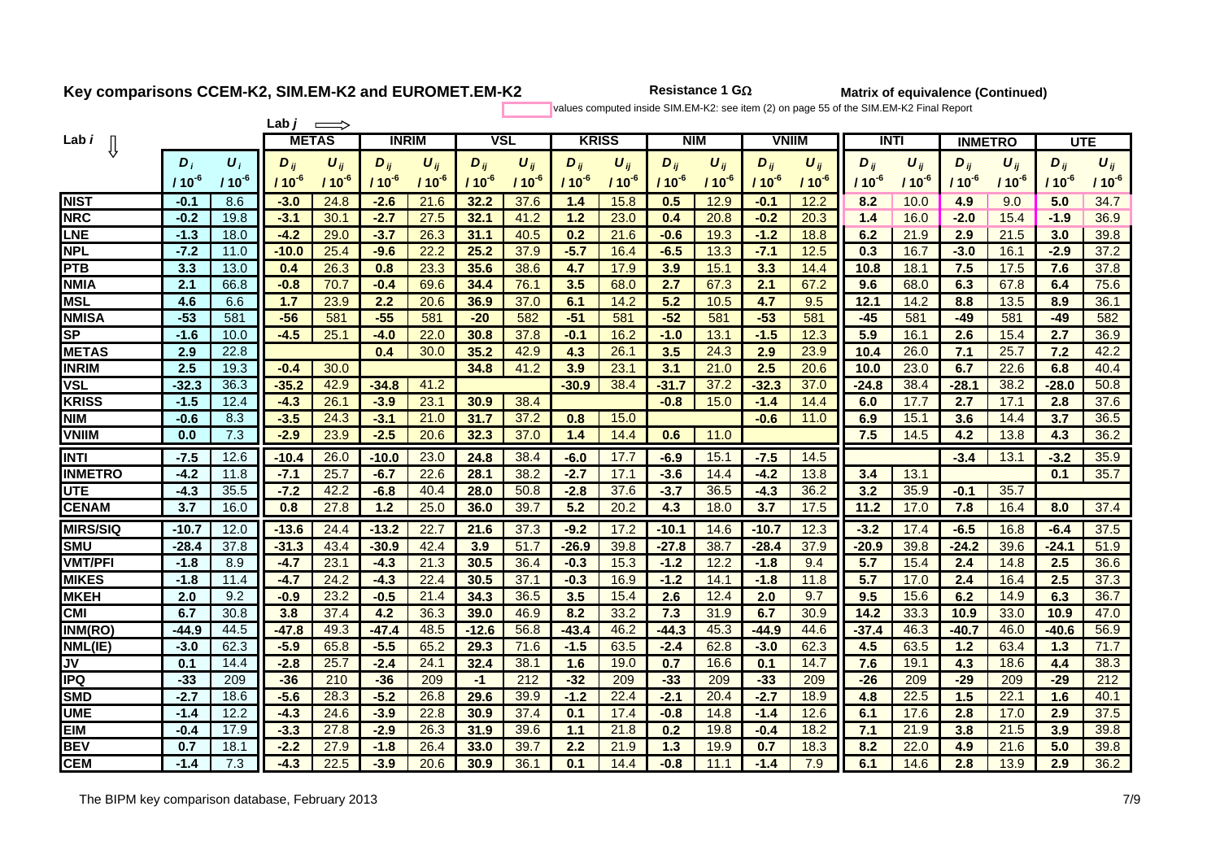## Key comparisons CCEM-K2, SIM.EM-K2 and EUROMET.EM-K2

**Resistance 1 GΩ**

**Matrix of equivalence (Continued)**

values computed inside SIM.EM-K2: see item (2) on page 55 of the SIM.EM-K2 Final Report

| Lab *i* ⇓ / Lab *j* ⇒ | | | METAS | | INRIM | | VSL | | KRISS | | NIM | | VNIIM | | INTI | | INMETRO | | UTE | |
|---|---|---|---|---|---|---|---|---|---|---|---|---|---|---|---|---|---|---|---|---|
| | $D_i$ / $10^{-6}$ | $U_i$ / $10^{-6}$ | $D_{ij}$ / $10^{-6}$ | $U_{ij}$ / $10^{-6}$ | $D_{ij}$ / $10^{-6}$ | $U_{ij}$ / $10^{-6}$ | $D_{ij}$ / $10^{-6}$ | $U_{ij}$ / $10^{-6}$ | $D_{ij}$ / $10^{-6}$ | $U_{ij}$ / $10^{-6}$ | $D_{ij}$ / $10^{-6}$ | $U_{ij}$ / $10^{-6}$ | $D_{ij}$ / $10^{-6}$ | $U_{ij}$ / $10^{-6}$ | $D_{ij}$ / $10^{-6}$ | $U_{ij}$ / $10^{-6}$ | $D_{ij}$ / $10^{-6}$ | $U_{ij}$ / $10^{-6}$ | $D_{ij}$ / $10^{-6}$ | $U_{ij}$ / $10^{-6}$ |
| **NIST** | **-0.1** | 8.6 | **-3.0** | 24.8 | **-2.6** | 21.6 | **32.2** | 37.6 | **1.4** | 15.8 | **0.5** | 12.9 | **-0.1** | 12.2 | **8.2** | 10.0 | **4.9** | 9.0 | **5.0** | 34.7 |
| **NRC** | **-0.2** | 19.8 | **-3.1** | 30.1 | **-2.7** | 27.5 | **32.1** | 41.2 | **1.2** | 23.0 | **0.4** | 20.8 | **-0.2** | 20.3 | **1.4** | 16.0 | **-2.0** | 15.4 | **-1.9** | 36.9 |
| **LNE** | **-1.3** | 18.0 | **-4.2** | 29.0 | **-3.7** | 26.3 | **31.1** | 40.5 | **0.2** | 21.6 | **-0.6** | 19.3 | **-1.2** | 18.8 | **6.2** | 21.9 | **2.9** | 21.5 | **3.0** | 39.8 |
| **NPL** | **-7.2** | 11.0 | **-10.0** | 25.4 | **-9.6** | 22.2 | **25.2** | 37.9 | **-5.7** | 16.4 | **-6.5** | 13.3 | **-7.1** | 12.5 | **0.3** | 16.7 | **-3.0** | 16.1 | **-2.9** | 37.2 |
| **PTB** | **3.3** | 13.0 | **0.4** | 26.3 | **0.8** | 23.3 | **35.6** | 38.6 | **4.7** | 17.9 | **3.9** | 15.1 | **3.3** | 14.4 | **10.8** | 18.1 | **7.5** | 17.5 | **7.6** | 37.8 |
| **NMIA** | **2.1** | 66.8 | **-0.8** | 70.7 | **-0.4** | 69.6 | **34.4** | 76.1 | **3.5** | 68.0 | **2.7** | 67.3 | **2.1** | 67.2 | **9.6** | 68.0 | **6.3** | 67.8 | **6.4** | 75.6 |
| **MSL** | **4.6** | 6.6 | **1.7** | 23.9 | **2.2** | 20.6 | **36.9** | 37.0 | **6.1** | 14.2 | **5.2** | 10.5 | **4.7** | 9.5 | **12.1** | 14.2 | **8.8** | 13.5 | **8.9** | 36.1 |
| **NMISA** | **-53** | 581 | **-56** | 581 | **-55** | 581 | **-20** | 582 | **-51** | 581 | **-52** | 581 | **-53** | 581 | **-45** | 581 | **-49** | 581 | **-49** | 582 |
| **SP** | **-1.6** | 10.0 | **-4.5** | 25.1 | **-4.0** | 22.0 | **30.8** | 37.8 | **-0.1** | 16.2 | **-1.0** | 13.1 | **-1.5** | 12.3 | **5.9** | 16.1 | **2.6** | 15.4 | **2.7** | 36.9 |
| **METAS** | **2.9** | 22.8 | | | **0.4** | 30.0 | **35.2** | 42.9 | **4.3** | 26.1 | **3.5** | 24.3 | **2.9** | 23.9 | **10.4** | 26.0 | **7.1** | 25.7 | **7.2** | 42.2 |
| **INRIM** | **2.5** | 19.3 | **-0.4** | 30.0 | | | **34.8** | 41.2 | **3.9** | 23.1 | **3.1** | 21.0 | **2.5** | 20.6 | **10.0** | 23.0 | **6.7** | 22.6 | **6.8** | 40.4 |
| **VSL** | **-32.3** | 36.3 | **-35.2** | 42.9 | **-34.8** | 41.2 | | | **-30.9** | 38.4 | **-31.7** | 37.2 | **-32.3** | 37.0 | **-24.8** | 38.4 | **-28.1** | 38.2 | **-28.0** | 50.8 |
| **KRISS** | **-1.5** | 12.4 | **-4.3** | 26.1 | **-3.9** | 23.1 | **30.9** | 38.4 | | | **-0.8** | 15.0 | **-1.4** | 14.4 | **6.0** | 17.7 | **2.7** | 17.1 | **2.8** | 37.6 |
| **NIM** | **-0.6** | 8.3 | **-3.5** | 24.3 | **-3.1** | 21.0 | **31.7** | 37.2 | **0.8** | 15.0 | | | **-0.6** | 11.0 | **6.9** | 15.1 | **3.6** | 14.4 | **3.7** | 36.5 |
| **VNIIM** | **0.0** | 7.3 | **-2.9** | 23.9 | **-2.5** | 20.6 | **32.3** | 37.0 | **1.4** | 14.4 | **0.6** | 11.0 | | | **7.5** | 14.5 | **4.2** | 13.8 | **4.3** | 36.2 |
| **INTI** | **-7.5** | 12.6 | **-10.4** | 26.0 | **-10.0** | 23.0 | **24.8** | 38.4 | **-6.0** | 17.7 | **-6.9** | 15.1 | **-7.5** | 14.5 | | | **-3.4** | 13.1 | **-3.2** | 35.9 |
| **INMETRO** | **-4.2** | 11.8 | **-7.1** | 25.7 | **-6.7** | 22.6 | **28.1** | 38.2 | **-2.7** | 17.1 | **-3.6** | 14.4 | **-4.2** | 13.8 | **3.4** | 13.1 | | | **0.1** | 35.7 |
| **UTE** | **-4.3** | 35.5 | **-7.2** | 42.2 | **-6.8** | 40.4 | **28.0** | 50.8 | **-2.8** | 37.6 | **-3.7** | 36.5 | **-4.3** | 36.2 | **3.2** | 35.9 | **-0.1** | 35.7 | | |
| **CENAM** | **3.7** | 16.0 | **0.8** | 27.8 | **1.2** | 25.0 | **36.0** | 39.7 | **5.2** | 20.2 | **4.3** | 18.0 | **3.7** | 17.5 | **11.2** | 17.0 | **7.8** | 16.4 | **8.0** | 37.4 |
| **MIRS/SIQ** | **-10.7** | 12.0 | **-13.6** | 24.4 | **-13.2** | 22.7 | **21.6** | 37.3 | **-9.2** | 17.2 | **-10.1** | 14.6 | **-10.7** | 12.3 | **-3.2** | 17.4 | **-6.5** | 16.8 | **-6.4** | 37.5 |
| **SMU** | **-28.4** | 37.8 | **-31.3** | 43.4 | **-30.9** | 42.4 | **3.9** | 51.7 | **-26.9** | 39.8 | **-27.8** | 38.7 | **-28.4** | 37.9 | **-20.9** | 39.8 | **-24.2** | 39.6 | **-24.1** | 51.9 |
| **VMT/PFI** | **-1.8** | 8.9 | **-4.7** | 23.1 | **-4.3** | 21.3 | **30.5** | 36.4 | **-0.3** | 15.3 | **-1.2** | 12.2 | **-1.8** | 9.4 | **5.7** | 15.4 | **2.4** | 14.8 | **2.5** | 36.6 |
| **MIKES** | **-1.8** | 11.4 | **-4.7** | 24.2 | **-4.3** | 22.4 | **30.5** | 37.1 | **-0.3** | 16.9 | **-1.2** | 14.1 | **-1.8** | 11.8 | **5.7** | 17.0 | **2.4** | 16.4 | **2.5** | 37.3 |
| **MKEH** | **2.0** | 9.2 | **-0.9** | 23.2 | **-0.5** | 21.4 | **34.3** | 36.5 | **3.5** | 15.4 | **2.6** | 12.4 | **2.0** | 9.7 | **9.5** | 15.6 | **6.2** | 14.9 | **6.3** | 36.7 |
| **CMI** | **6.7** | 30.8 | **3.8** | 37.4 | **4.2** | 36.3 | **39.0** | 46.9 | **8.2** | 33.2 | **7.3** | 31.9 | **6.7** | 30.9 | **14.2** | 33.3 | **10.9** | 33.0 | **10.9** | 47.0 |
| **INM(RO)** | **-44.9** | 44.5 | **-47.8** | 49.3 | **-47.4** | 48.5 | **-12.6** | 56.8 | **-43.4** | 46.2 | **-44.3** | 45.3 | **-44.9** | 44.6 | **-37.4** | 46.3 | **-40.7** | 46.0 | **-40.6** | 56.9 |
| **NML(IE)** | **-3.0** | 62.3 | **-5.9** | 65.8 | **-5.5** | 65.2 | **29.3** | 71.6 | **-1.5** | 63.5 | **-2.4** | 62.8 | **-3.0** | 62.3 | **4.5** | 63.5 | **1.2** | 63.4 | **1.3** | 71.7 |
| **JV** | **0.1** | 14.4 | **-2.8** | 25.7 | **-2.4** | 24.1 | **32.4** | 38.1 | **1.6** | 19.0 | **0.7** | 16.6 | **0.1** | 14.7 | **7.6** | 19.1 | **4.3** | 18.6 | **4.4** | 38.3 |
| **IPQ** | **-33** | 209 | **-36** | 210 | **-36** | 209 | **-1** | 212 | **-32** | 209 | **-33** | 209 | **-33** | 209 | **-26** | 209 | **-29** | 209 | **-29** | 212 |
| **SMD** | **-2.7** | 18.6 | **-5.6** | 28.3 | **-5.2** | 26.8 | **29.6** | 39.9 | **-1.2** | 22.4 | **-2.1** | 20.4 | **-2.7** | 18.9 | **4.8** | 22.5 | **1.5** | 22.1 | **1.6** | 40.1 |
| **UME** | **-1.4** | 12.2 | **-4.3** | 24.6 | **-3.9** | 22.8 | **30.9** | 37.4 | **0.1** | 17.4 | **-0.8** | 14.8 | **-1.4** | 12.6 | **6.1** | 17.6 | **2.8** | 17.0 | **2.9** | 37.5 |
| **EIM** | **-0.4** | 17.9 | **-3.3** | 27.8 | **-2.9** | 26.3 | **31.9** | 39.6 | **1.1** | 21.8 | **0.2** | 19.8 | **-0.4** | 18.2 | **7.1** | 21.9 | **3.8** | 21.5 | **3.9** | 39.8 |
| **BEV** | **0.7** | 18.1 | **-2.2** | 27.9 | **-1.8** | 26.4 | **33.0** | 39.7 | **2.2** | 21.9 | **1.3** | 19.9 | **0.7** | 18.3 | **8.2** | 22.0 | **4.9** | 21.6 | **5.0** | 39.8 |
| **CEM** | **-1.4** | 7.3 | **-4.3** | 22.5 | **-3.9** | 20.6 | **30.9** | 36.1 | **0.1** | 14.4 | **-0.8** | 11.1 | **-1.4** | 7.9 | **6.1** | 14.6 | **2.8** | 13.9 | **2.9** | 36.2 |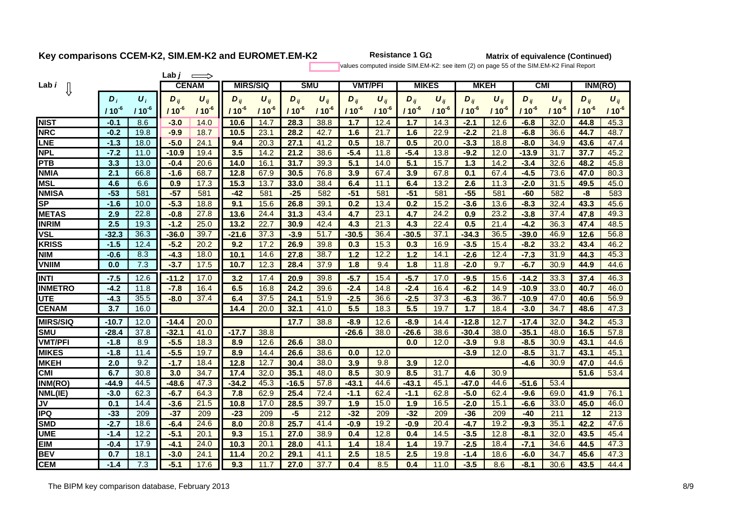# Key comparisons CCEM-K2, SIM.EM-K2 and EUROMET.EM-K2

**Resistance 1 GΩ**

**Matrix of equivalence (Continued)**

values computed inside SIM.EM-K2: see item (2) on page 55 of the SIM.EM-K2 Final Report

| Lab $i$ ⇩ / Lab $j$ ⇨ | | | CENAM | | MIRS/SIQ | | SMU | | VMT/PFI | | MIKES | | MKEH | | CMI | | INM(RO) | |
|---|---|---|---|---|---|---|---|---|---|---|---|---|---|---|---|---|---|---|
| | $D_i$ | $U_i$ | $D_{ij}$ | $U_{ij}$ | $D_{ij}$ | $U_{ij}$ | $D_{ij}$ | $U_{ij}$ | $D_{ij}$ | $U_{ij}$ | $D_{ij}$ | $U_{ij}$ | $D_{ij}$ | $U_{ij}$ | $D_{ij}$ | $U_{ij}$ | $D_{ij}$ | $U_{ij}$ |
| | $/10^{-6}$ | $/10^{-6}$ | $/10^{-6}$ | $/10^{-6}$ | $/10^{-6}$ | $/10^{-6}$ | $/10^{-6}$ | $/10^{-6}$ | $/10^{-6}$ | $/10^{-6}$ | $/10^{-6}$ | $/10^{-6}$ | $/10^{-6}$ | $/10^{-6}$ | $/10^{-6}$ | $/10^{-6}$ | $/10^{-6}$ | $/10^{-6}$ |
| NIST | -0.1 | 8.6 | -3.0 | 14.0 | 10.6 | 14.7 | 28.3 | 38.8 | 1.7 | 12.4 | 1.7 | 14.3 | -2.1 | 12.6 | -6.8 | 32.0 | 44.8 | 45.3 |
| NRC | -0.2 | 19.8 | -9.9 | 18.7 | 10.5 | 23.1 | 28.2 | 42.7 | 1.6 | 21.7 | 1.6 | 22.9 | -2.2 | 21.8 | -6.8 | 36.6 | 44.7 | 48.7 |
| LNE | -1.3 | 18.0 | -5.0 | 24.1 | 9.4 | 20.3 | 27.1 | 41.2 | 0.5 | 18.7 | 0.5 | 20.0 | -3.3 | 18.8 | -8.0 | 34.9 | 43.6 | 47.4 |
| NPL | -7.2 | 11.0 | -10.9 | 19.4 | 3.5 | 14.2 | 21.2 | 38.6 | -5.4 | 11.8 | -5.4 | 13.8 | -9.2 | 12.0 | -13.9 | 31.7 | 37.7 | 45.2 |
| PTB | 3.3 | 13.0 | -0.4 | 20.6 | 14.0 | 16.1 | 31.7 | 39.3 | 5.1 | 14.0 | 5.1 | 15.7 | 1.3 | 14.2 | -3.4 | 32.6 | 48.2 | 45.8 |
| NMIA | 2.1 | 66.8 | -1.6 | 68.7 | 12.8 | 67.9 | 30.5 | 76.8 | 3.9 | 67.4 | 3.9 | 67.8 | 0.1 | 67.4 | -4.5 | 73.6 | 47.0 | 80.3 |
| MSL | 4.6 | 6.6 | 0.9 | 17.3 | 15.3 | 13.7 | 33.0 | 38.4 | 6.4 | 11.1 | 6.4 | 13.2 | 2.6 | 11.3 | -2.0 | 31.5 | 49.5 | 45.0 |
| NMISA | -53 | 581 | -57 | 581 | -42 | 581 | -25 | 582 | -51 | 581 | -51 | 581 | -55 | 581 | -60 | 582 | -8 | 583 |
| SP | -1.6 | 10.0 | -5.3 | 18.8 | 9.1 | 15.6 | 26.8 | 39.1 | 0.2 | 13.4 | 0.2 | 15.2 | -3.6 | 13.6 | -8.3 | 32.4 | 43.3 | 45.6 |
| METAS | 2.9 | 22.8 | -0.8 | 27.8 | 13.6 | 24.4 | 31.3 | 43.4 | 4.7 | 23.1 | 4.7 | 24.2 | 0.9 | 23.2 | -3.8 | 37.4 | 47.8 | 49.3 |
| INRIM | 2.5 | 19.3 | -1.2 | 25.0 | 13.2 | 22.7 | 30.9 | 42.4 | 4.3 | 21.3 | 4.3 | 22.4 | 0.5 | 21.4 | -4.2 | 36.3 | 47.4 | 48.5 |
| VSL | -32.3 | 36.3 | -36.0 | 39.7 | -21.6 | 37.3 | -3.9 | 51.7 | -30.5 | 36.4 | -30.5 | 37.1 | -34.3 | 36.5 | -39.0 | 46.9 | 12.6 | 56.8 |
| KRISS | -1.5 | 12.4 | -5.2 | 20.2 | 9.2 | 17.2 | 26.9 | 39.8 | 0.3 | 15.3 | 0.3 | 16.9 | -3.5 | 15.4 | -8.2 | 33.2 | 43.4 | 46.2 |
| NIM | -0.6 | 8.3 | -4.3 | 18.0 | 10.1 | 14.6 | 27.8 | 38.7 | 1.2 | 12.2 | 1.2 | 14.1 | -2.6 | 12.4 | -7.3 | 31.9 | 44.3 | 45.3 |
| VNIIM | 0.0 | 7.3 | -3.7 | 17.5 | 10.7 | 12.3 | 28.4 | 37.9 | 1.8 | 9.4 | 1.8 | 11.8 | -2.0 | 9.7 | -6.7 | 30.9 | 44.9 | 44.6 |
| INTI | -7.5 | 12.6 | -11.2 | 17.0 | 3.2 | 17.4 | 20.9 | 39.8 | -5.7 | 15.4 | -5.7 | 17.0 | -9.5 | 15.6 | -14.2 | 33.3 | 37.4 | 46.3 |
| INMETRO | -4.2 | 11.8 | -7.8 | 16.4 | 6.5 | 16.8 | 24.2 | 39.6 | -2.4 | 14.8 | -2.4 | 16.4 | -6.2 | 14.9 | -10.9 | 33.0 | 40.7 | 46.0 |
| UTE | -4.3 | 35.5 | -8.0 | 37.4 | 6.4 | 37.5 | 24.1 | 51.9 | -2.5 | 36.6 | -2.5 | 37.3 | -6.3 | 36.7 | -10.9 | 47.0 | 40.6 | 56.9 |
| CENAM | 3.7 | 16.0 | | | 14.4 | 20.0 | 32.1 | 41.0 | 5.5 | 18.3 | 5.5 | 19.7 | 1.7 | 18.4 | -3.0 | 34.7 | 48.6 | 47.3 |
| MIRS/SIQ | -10.7 | 12.0 | -14.4 | 20.0 | | | 17.7 | 38.8 | -8.9 | 12.6 | -8.9 | 14.4 | -12.8 | 12.7 | -17.4 | 32.0 | 34.2 | 45.3 |
| SMU | -28.4 | 37.8 | -32.1 | 41.0 | -17.7 | 38.8 | | | -26.6 | 38.0 | -26.6 | 38.6 | -30.4 | 38.0 | -35.1 | 48.0 | 16.5 | 57.8 |
| VMT/PFI | -1.8 | 8.9 | -5.5 | 18.3 | 8.9 | 12.6 | 26.6 | 38.0 | | | 0.0 | 12.0 | -3.9 | 9.8 | -8.5 | 30.9 | 43.1 | 44.6 |
| MIKES | -1.8 | 11.4 | -5.5 | 19.7 | 8.9 | 14.4 | 26.6 | 38.6 | 0.0 | 12.0 | | | -3.9 | 12.0 | -8.5 | 31.7 | 43.1 | 45.1 |
| MKEH | 2.0 | 9.2 | -1.7 | 18.4 | 12.8 | 12.7 | 30.4 | 38.0 | 3.9 | 9.8 | 3.9 | 12.0 | | | -4.6 | 30.9 | 47.0 | 44.6 |
| CMI | 6.7 | 30.8 | 3.0 | 34.7 | 17.4 | 32.0 | 35.1 | 48.0 | 8.5 | 30.9 | 8.5 | 31.7 | 4.6 | 30.9 | | | 51.6 | 53.4 |
| INM(RO) | -44.9 | 44.5 | -48.6 | 47.3 | -34.2 | 45.3 | -16.5 | 57.8 | -43.1 | 44.6 | -43.1 | 45.1 | -47.0 | 44.6 | -51.6 | 53.4 | | |
| NML(IE) | -3.0 | 62.3 | -6.7 | 64.3 | 7.8 | 62.9 | 25.4 | 72.4 | -1.1 | 62.4 | -1.1 | 62.8 | -5.0 | 62.4 | -9.6 | 69.0 | 41.9 | 76.1 |
| JV | 0.1 | 14.4 | -3.6 | 21.5 | 10.8 | 17.0 | 28.5 | 39.7 | 1.9 | 15.0 | 1.9 | 16.5 | -2.0 | 15.1 | -6.6 | 33.0 | 45.0 | 46.0 |
| IPQ | -33 | 209 | -37 | 209 | -23 | 209 | -5 | 212 | -32 | 209 | -32 | 209 | -36 | 209 | -40 | 211 | 12 | 213 |
| SMD | -2.7 | 18.6 | -6.4 | 24.6 | 8.0 | 20.8 | 25.7 | 41.4 | -0.9 | 19.2 | -0.9 | 20.4 | -4.7 | 19.2 | -9.3 | 35.1 | 42.2 | 47.6 |
| UME | -1.4 | 12.2 | -5.1 | 20.1 | 9.3 | 15.1 | 27.0 | 38.9 | 0.4 | 12.8 | 0.4 | 14.5 | -3.5 | 12.8 | -8.1 | 32.0 | 43.5 | 45.4 |
| EIM | -0.4 | 17.9 | -4.1 | 24.0 | 10.3 | 20.1 | 28.0 | 41.1 | 1.4 | 18.4 | 1.4 | 19.7 | -2.5 | 18.4 | -7.1 | 34.6 | 44.5 | 47.3 |
| BEV | 0.7 | 18.1 | -3.0 | 24.1 | 11.4 | 20.2 | 29.1 | 41.1 | 2.5 | 18.5 | 2.5 | 19.8 | -1.4 | 18.6 | -6.0 | 34.7 | 45.6 | 47.3 |
| CEM | -1.4 | 7.3 | -5.1 | 17.6 | 9.3 | 11.7 | 27.0 | 37.7 | 0.4 | 8.5 | 0.4 | 11.0 | -3.5 | 8.6 | -8.1 | 30.6 | 43.5 | 44.4 |

The BIPM key comparison database, February 2013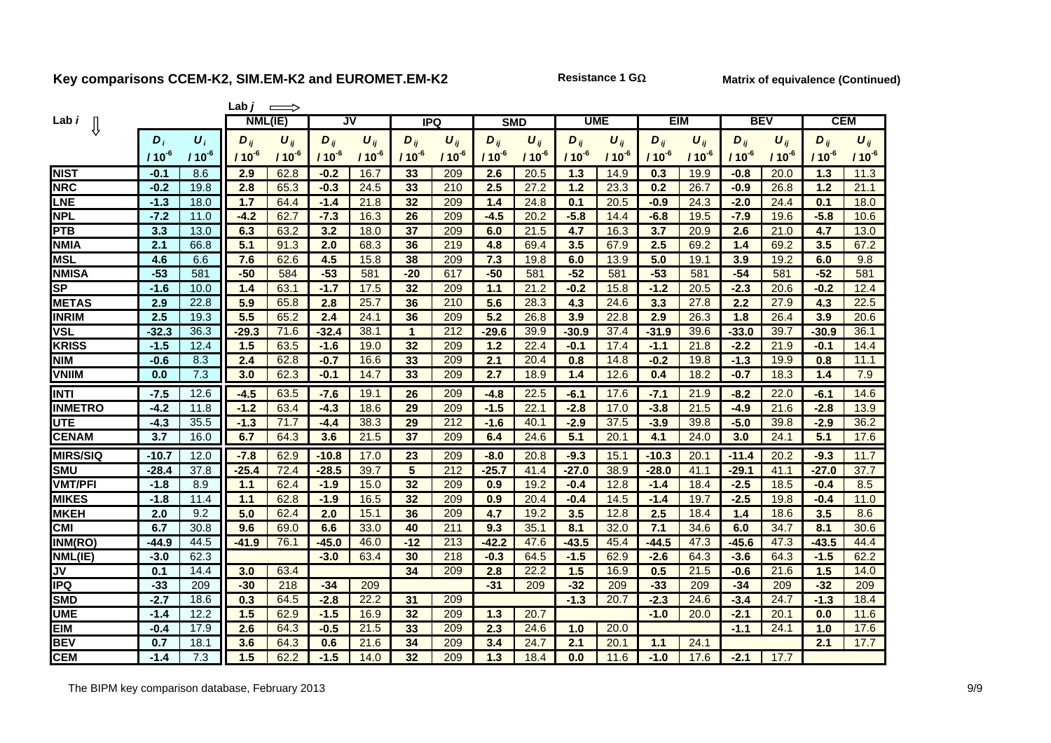**Key comparisons CCEM-K2, SIM.EM-K2 and EUROMET.EM-K2** **Resistance 1 GΩ** **Matrix of equivalence (Continued)**

| Lab $i$ ⇓ | | | Lab $j$ ⟹ NML(IE) | | JV | | IPQ | | SMD | | UME | | EIM | | BEV | | CEM | |
|---|---|---|---|---|---|---|---|---|---|---|---|---|---|---|---|---|---|---|
| | $D_i$ / $10^{-6}$ | $U_i$ / $10^{-6}$ | $D_{ij}$ / $10^{-6}$ | $U_{ij}$ / $10^{-6}$ | $D_{ij}$ / $10^{-6}$ | $U_{ij}$ / $10^{-6}$ | $D_{ij}$ / $10^{-6}$ | $U_{ij}$ / $10^{-6}$ | $D_{ij}$ / $10^{-6}$ | $U_{ij}$ / $10^{-6}$ | $D_{ij}$ / $10^{-6}$ | $U_{ij}$ / $10^{-6}$ | $D_{ij}$ / $10^{-6}$ | $U_{ij}$ / $10^{-6}$ | $D_{ij}$ / $10^{-6}$ | $U_{ij}$ / $10^{-6}$ | $D_{ij}$ / $10^{-6}$ | $U_{ij}$ / $10^{-6}$ |
| **NIST** | -0.1 | 8.6 | 2.9 | 62.8 | -0.2 | 16.7 | 33 | 209 | 2.6 | 20.5 | 1.3 | 14.9 | 0.3 | 19.9 | -0.8 | 20.0 | 1.3 | 11.3 |
| **NRC** | -0.2 | 19.8 | 2.8 | 65.3 | -0.3 | 24.5 | 33 | 210 | 2.5 | 27.2 | 1.2 | 23.3 | 0.2 | 26.7 | -0.9 | 26.8 | 1.2 | 21.1 |
| **LNE** | -1.3 | 18.0 | 1.7 | 64.4 | -1.4 | 21.8 | 32 | 209 | 1.4 | 24.8 | 0.1 | 20.5 | -0.9 | 24.3 | -2.0 | 24.4 | 0.1 | 18.0 |
| **NPL** | -7.2 | 11.0 | -4.2 | 62.7 | -7.3 | 16.3 | 26 | 209 | -4.5 | 20.2 | -5.8 | 14.4 | -6.8 | 19.5 | -7.9 | 19.6 | -5.8 | 10.6 |
| **PTB** | 3.3 | 13.0 | 6.3 | 63.2 | 3.2 | 18.0 | 37 | 209 | 6.0 | 21.5 | 4.7 | 16.3 | 3.7 | 20.9 | 2.6 | 21.0 | 4.7 | 13.0 |
| **NMIA** | 2.1 | 66.8 | 5.1 | 91.3 | 2.0 | 68.3 | 36 | 219 | 4.8 | 69.4 | 3.5 | 67.9 | 2.5 | 69.2 | 1.4 | 69.2 | 3.5 | 67.2 |
| **MSL** | 4.6 | 6.6 | 7.6 | 62.6 | 4.5 | 15.8 | 38 | 209 | 7.3 | 19.8 | 6.0 | 13.9 | 5.0 | 19.1 | 3.9 | 19.2 | 6.0 | 9.8 |
| **NMISA** | -53 | 581 | -50 | 584 | -53 | 581 | -20 | 617 | -50 | 581 | -52 | 581 | -53 | 581 | -54 | 581 | -52 | 581 |
| **SP** | -1.6 | 10.0 | 1.4 | 63.1 | -1.7 | 17.5 | 32 | 209 | 1.1 | 21.2 | -0.2 | 15.8 | -1.2 | 20.5 | -2.3 | 20.6 | -0.2 | 12.4 |
| **METAS** | 2.9 | 22.8 | 5.9 | 65.8 | 2.8 | 25.7 | 36 | 210 | 5.6 | 28.3 | 4.3 | 24.6 | 3.3 | 27.8 | 2.2 | 27.9 | 4.3 | 22.5 |
| **INRIM** | 2.5 | 19.3 | 5.5 | 65.2 | 2.4 | 24.1 | 36 | 209 | 5.2 | 26.8 | 3.9 | 22.8 | 2.9 | 26.3 | 1.8 | 26.4 | 3.9 | 20.6 |
| **VSL** | -32.3 | 36.3 | -29.3 | 71.6 | -32.4 | 38.1 | 1 | 212 | -29.6 | 39.9 | -30.9 | 37.4 | -31.9 | 39.6 | -33.0 | 39.7 | -30.9 | 36.1 |
| **KRISS** | -1.5 | 12.4 | 1.5 | 63.5 | -1.6 | 19.0 | 32 | 209 | 1.2 | 22.4 | -0.1 | 17.4 | -1.1 | 21.8 | -2.2 | 21.9 | -0.1 | 14.4 |
| **NIM** | -0.6 | 8.3 | 2.4 | 62.8 | -0.7 | 16.6 | 33 | 209 | 2.1 | 20.4 | 0.8 | 14.8 | -0.2 | 19.8 | -1.3 | 19.9 | 0.8 | 11.1 |
| **VNIIM** | 0.0 | 7.3 | 3.0 | 62.3 | -0.1 | 14.7 | 33 | 209 | 2.7 | 18.9 | 1.4 | 12.6 | 0.4 | 18.2 | -0.7 | 18.3 | 1.4 | 7.9 |
| **INTI** | -7.5 | 12.6 | -4.5 | 63.5 | -7.6 | 19.1 | 26 | 209 | -4.8 | 22.5 | -6.1 | 17.6 | -7.1 | 21.9 | -8.2 | 22.0 | -6.1 | 14.6 |
| **INMETRO** | -4.2 | 11.8 | -1.2 | 63.4 | -4.3 | 18.6 | 29 | 209 | -1.5 | 22.1 | -2.8 | 17.0 | -3.8 | 21.5 | -4.9 | 21.6 | -2.8 | 13.9 |
| **UTE** | -4.3 | 35.5 | -1.3 | 71.7 | -4.4 | 38.3 | 29 | 212 | -1.6 | 40.1 | -2.9 | 37.5 | -3.9 | 39.8 | -5.0 | 39.8 | -2.9 | 36.2 |
| **CENAM** | 3.7 | 16.0 | 6.7 | 64.3 | 3.6 | 21.5 | 37 | 209 | 6.4 | 24.6 | 5.1 | 20.1 | 4.1 | 24.0 | 3.0 | 24.1 | 5.1 | 17.6 |
| **MIRS/SIQ** | -10.7 | 12.0 | -7.8 | 62.9 | -10.8 | 17.0 | 23 | 209 | -8.0 | 20.8 | -9.3 | 15.1 | -10.3 | 20.1 | -11.4 | 20.2 | -9.3 | 11.7 |
| **SMU** | -28.4 | 37.8 | -25.4 | 72.4 | -28.5 | 39.7 | 5 | 212 | -25.7 | 41.4 | -27.0 | 38.9 | -28.0 | 41.1 | -29.1 | 41.1 | -27.0 | 37.7 |
| **VMT/PFI** | -1.8 | 8.9 | 1.1 | 62.4 | -1.9 | 15.0 | 32 | 209 | 0.9 | 19.2 | -0.4 | 12.8 | -1.4 | 18.4 | -2.5 | 18.5 | -0.4 | 8.5 |
| **MIKES** | -1.8 | 11.4 | 1.1 | 62.8 | -1.9 | 16.5 | 32 | 209 | 0.9 | 20.4 | -0.4 | 14.5 | -1.4 | 19.7 | -2.5 | 19.8 | -0.4 | 11.0 |
| **MKEH** | 2.0 | 9.2 | 5.0 | 62.4 | 2.0 | 15.1 | 36 | 209 | 4.7 | 19.2 | 3.5 | 12.8 | 2.5 | 18.4 | 1.4 | 18.6 | 3.5 | 8.6 |
| **CMI** | 6.7 | 30.8 | 9.6 | 69.0 | 6.6 | 33.0 | 40 | 211 | 9.3 | 35.1 | 8.1 | 32.0 | 7.1 | 34.6 | 6.0 | 34.7 | 8.1 | 30.6 |
| **INM(RO)** | -44.9 | 44.5 | -41.9 | 76.1 | -45.0 | 46.0 | -12 | 213 | -42.2 | 47.6 | -43.5 | 45.4 | -44.5 | 47.3 | -45.6 | 47.3 | -43.5 | 44.4 |
| **NML(IE)** | -3.0 | 62.3 | | | -3.0 | 63.4 | 30 | 218 | -0.3 | 64.5 | -1.5 | 62.9 | -2.6 | 64.3 | -3.6 | 64.3 | -1.5 | 62.2 |
| **JV** | 0.1 | 14.4 | 3.0 | 63.4 | | | 34 | 209 | 2.8 | 22.2 | 1.5 | 16.9 | 0.5 | 21.5 | -0.6 | 21.6 | 1.5 | 14.0 |
| **IPQ** | -33 | 209 | -30 | 218 | -34 | 209 | | | -31 | 209 | -32 | 209 | -33 | 209 | -34 | 209 | -32 | 209 |
| **SMD** | -2.7 | 18.6 | 0.3 | 64.5 | -2.8 | 22.2 | 31 | 209 | | | -1.3 | 20.7 | -2.3 | 24.6 | -3.4 | 24.7 | -1.3 | 18.4 |
| **UME** | -1.4 | 12.2 | 1.5 | 62.9 | -1.5 | 16.9 | 32 | 209 | 1.3 | 20.7 | | | -1.0 | 20.0 | -2.1 | 20.1 | 0.0 | 11.6 |
| **EIM** | -0.4 | 17.9 | 2.6 | 64.3 | -0.5 | 21.5 | 33 | 209 | 2.3 | 24.6 | 1.0 | 20.0 | | | -1.1 | 24.1 | 1.0 | 17.6 |
| **BEV** | 0.7 | 18.1 | 3.6 | 64.3 | 0.6 | 21.6 | 34 | 209 | 3.4 | 24.7 | 2.1 | 20.1 | 1.1 | 24.1 | | | 2.1 | 17.7 |
| **CEM** | -1.4 | 7.3 | 1.5 | 62.2 | -1.5 | 14.0 | 32 | 209 | 1.3 | 18.4 | 0.0 | 11.6 | -1.0 | 17.6 | -2.1 | 17.7 | | |

The BIPM key comparison database, February 2013